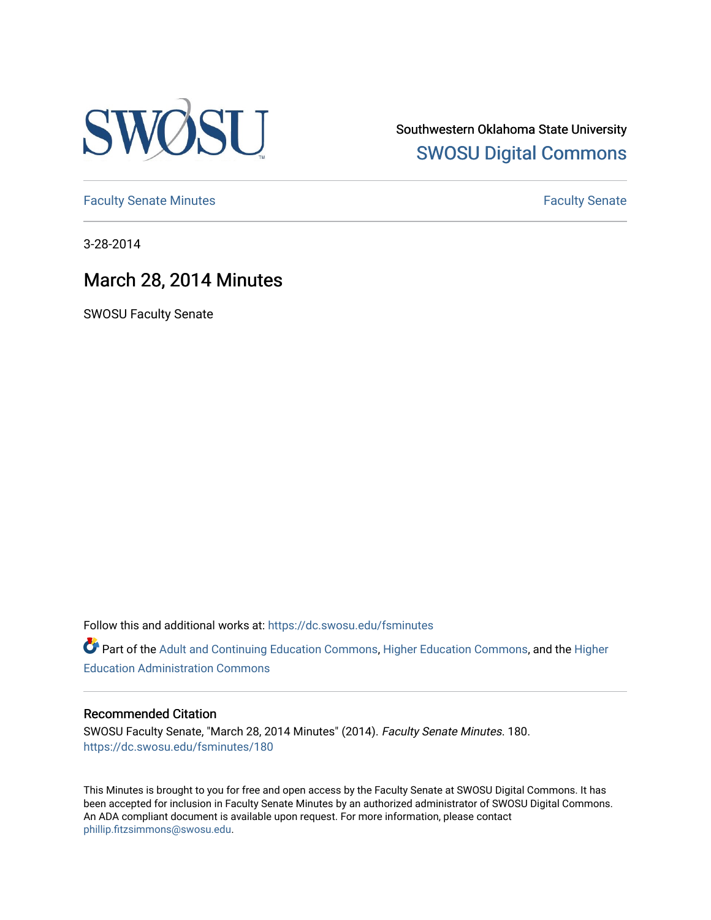Southwestern Oklahoma State University

SWOSU Digital Commons

Faculty Senate Minutes

Faculty Senate

3-28-2014

# March 28, 2014 Minutes

SWOSU Faculty Senate

Follow this and additional works at: https://dc.swosu.edu/fsminutes

Part of the Adult and Continuing Education Commons, Higher Education Commons, and the Higher Education Administration Commons

### Recommended Citation

SWOSU Faculty Senate, "March 28, 2014 Minutes" (2014). *Faculty Senate Minutes*. 180.
https://dc.swosu.edu/fsminutes/180

This Minutes is brought to you for free and open access by the Faculty Senate at SWOSU Digital Commons. It has been accepted for inclusion in Faculty Senate Minutes by an authorized administrator of SWOSU Digital Commons. An ADA compliant document is available upon request. For more information, please contact phillip.fitzsimmons@swosu.edu.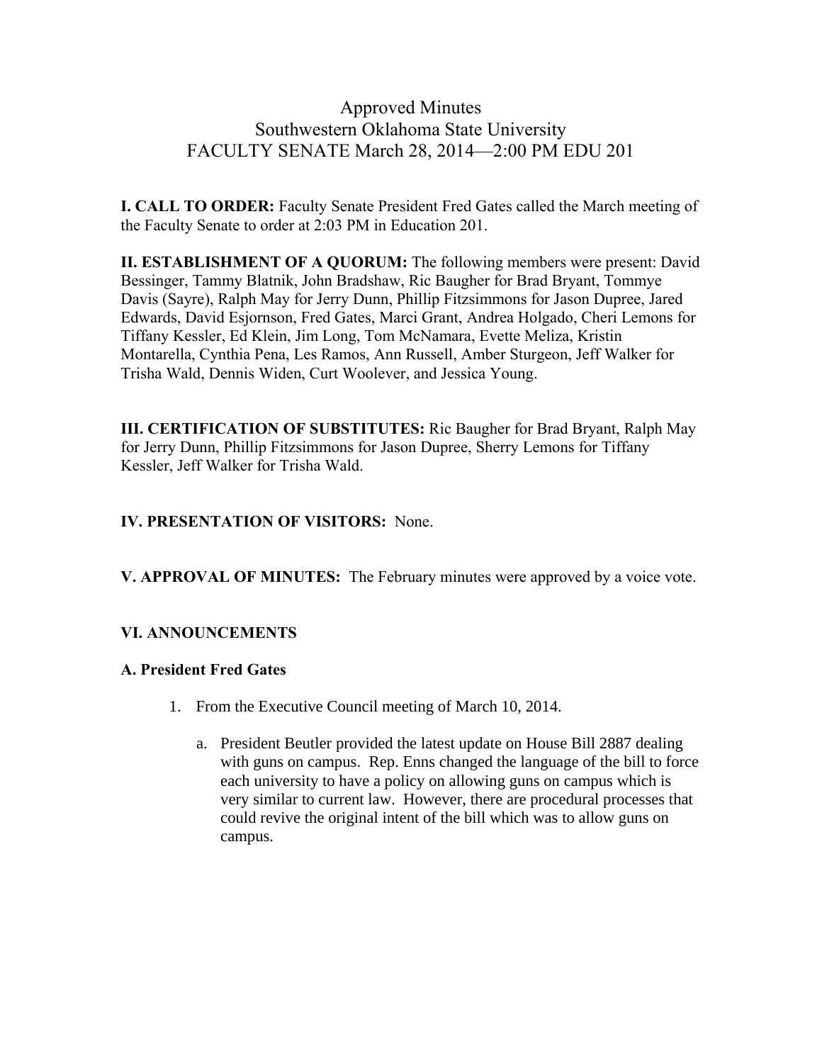# Approved Minutes
# Southwestern Oklahoma State University
# FACULTY SENATE March 28, 2014—2:00 PM EDU 201

**I. CALL TO ORDER:** Faculty Senate President Fred Gates called the March meeting of the Faculty Senate to order at 2:03 PM in Education 201.

**II. ESTABLISHMENT OF A QUORUM:** The following members were present: David Bessinger, Tammy Blatnik, John Bradshaw, Ric Baugher for Brad Bryant, Tommye Davis (Sayre), Ralph May for Jerry Dunn, Phillip Fitzsimmons for Jason Dupree, Jared Edwards, David Esjornson, Fred Gates, Marci Grant, Andrea Holgado, Cheri Lemons for Tiffany Kessler, Ed Klein, Jim Long, Tom McNamara, Evette Meliza, Kristin Montarella, Cynthia Pena, Les Ramos, Ann Russell, Amber Sturgeon, Jeff Walker for Trisha Wald, Dennis Widen, Curt Woolever, and Jessica Young.

**III. CERTIFICATION OF SUBSTITUTES:** Ric Baugher for Brad Bryant, Ralph May for Jerry Dunn, Phillip Fitzsimmons for Jason Dupree, Sherry Lemons for Tiffany Kessler, Jeff Walker for Trisha Wald.

**IV. PRESENTATION OF VISITORS:** None.

**V. APPROVAL OF MINUTES:** The February minutes were approved by a voice vote.

**VI. ANNOUNCEMENTS**

**A. President Fred Gates**

1. From the Executive Council meeting of March 10, 2014.

    a. President Beutler provided the latest update on House Bill 2887 dealing with guns on campus. Rep. Enns changed the language of the bill to force each university to have a policy on allowing guns on campus which is very similar to current law. However, there are procedural processes that could revive the original intent of the bill which was to allow guns on campus.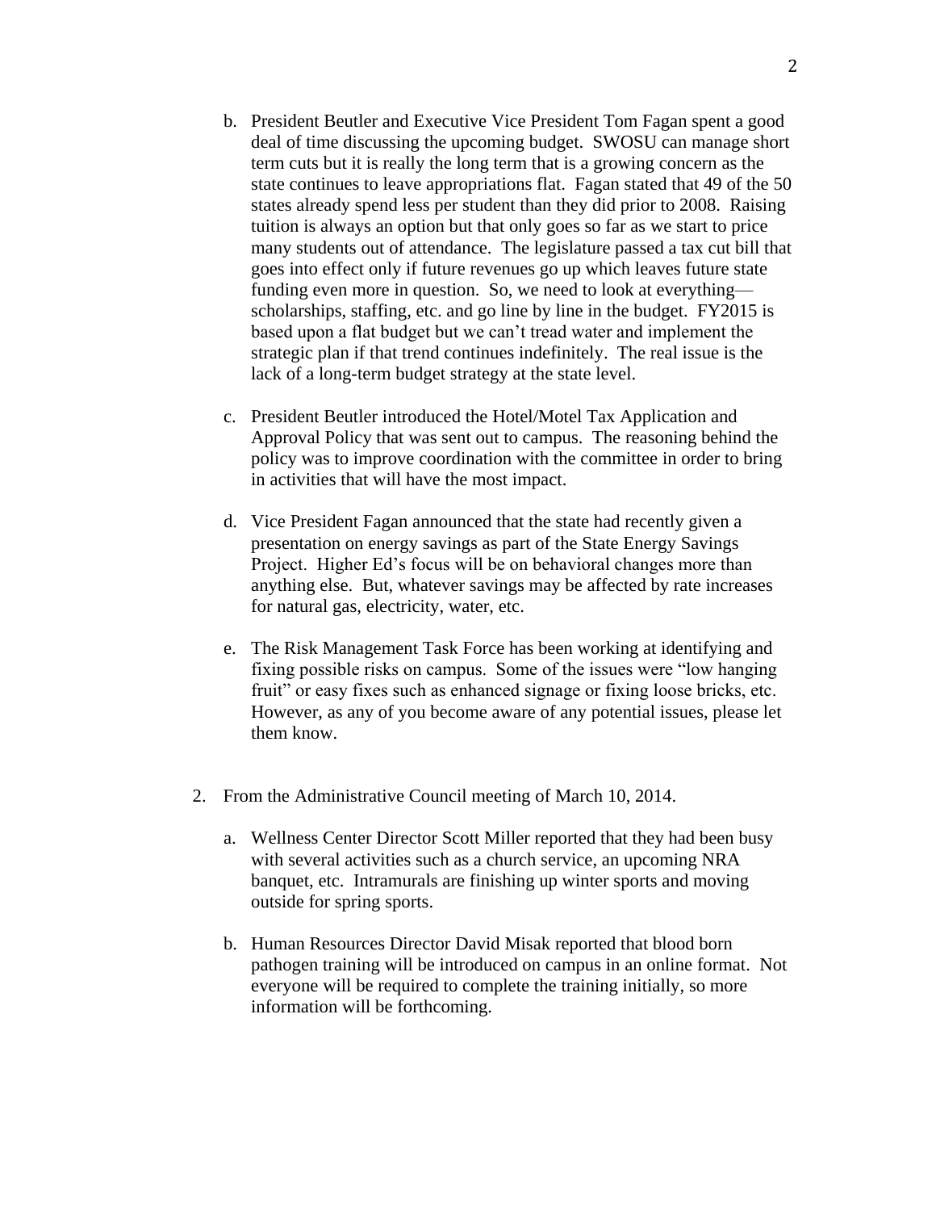b. President Beutler and Executive Vice President Tom Fagan spent a good deal of time discussing the upcoming budget. SWOSU can manage short term cuts but it is really the long term that is a growing concern as the state continues to leave appropriations flat. Fagan stated that 49 of the 50 states already spend less per student than they did prior to 2008. Raising tuition is always an option but that only goes so far as we start to price many students out of attendance. The legislature passed a tax cut bill that goes into effect only if future revenues go up which leaves future state funding even more in question. So, we need to look at everything—scholarships, staffing, etc. and go line by line in the budget. FY2015 is based upon a flat budget but we can't tread water and implement the strategic plan if that trend continues indefinitely. The real issue is the lack of a long-term budget strategy at the state level.

c. President Beutler introduced the Hotel/Motel Tax Application and Approval Policy that was sent out to campus. The reasoning behind the policy was to improve coordination with the committee in order to bring in activities that will have the most impact.

d. Vice President Fagan announced that the state had recently given a presentation on energy savings as part of the State Energy Savings Project. Higher Ed's focus will be on behavioral changes more than anything else. But, whatever savings may be affected by rate increases for natural gas, electricity, water, etc.

e. The Risk Management Task Force has been working at identifying and fixing possible risks on campus. Some of the issues were "low hanging fruit" or easy fixes such as enhanced signage or fixing loose bricks, etc. However, as any of you become aware of any potential issues, please let them know.

2. From the Administrative Council meeting of March 10, 2014.

   a. Wellness Center Director Scott Miller reported that they had been busy with several activities such as a church service, an upcoming NRA banquet, etc. Intramurals are finishing up winter sports and moving outside for spring sports.

   b. Human Resources Director David Misak reported that blood born pathogen training will be introduced on campus in an online format. Not everyone will be required to complete the training initially, so more information will be forthcoming.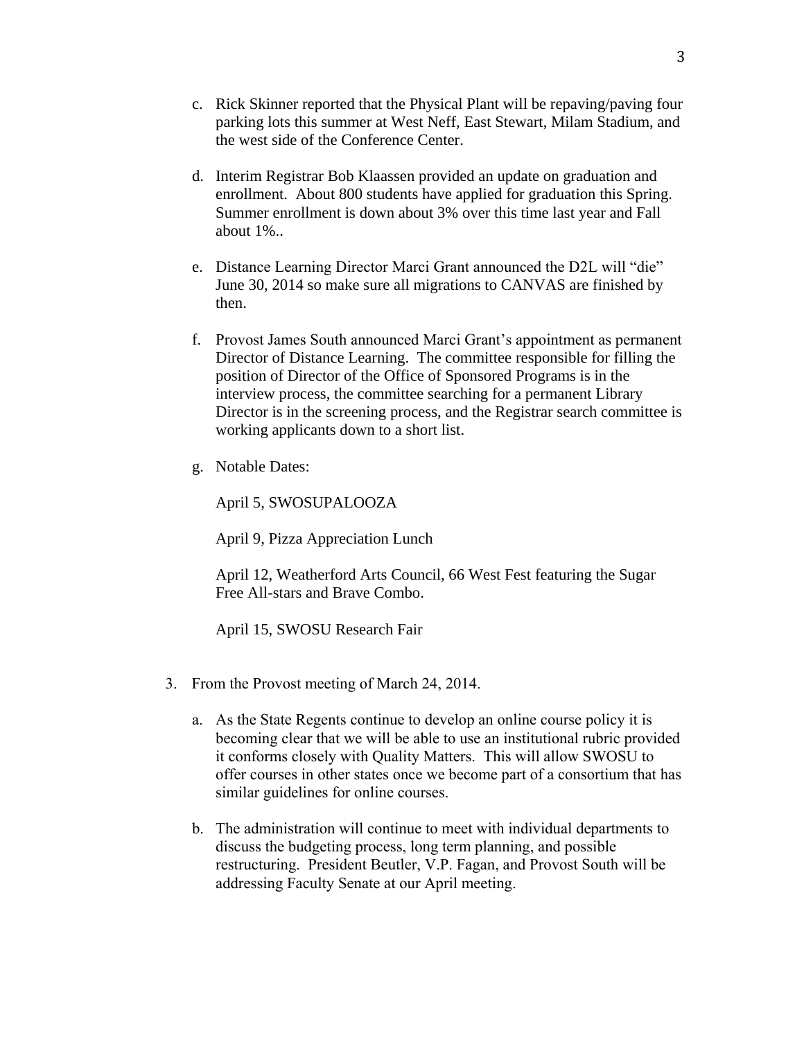c. Rick Skinner reported that the Physical Plant will be repaving/paving four parking lots this summer at West Neff, East Stewart, Milam Stadium, and the west side of the Conference Center.

d. Interim Registrar Bob Klaassen provided an update on graduation and enrollment. About 800 students have applied for graduation this Spring. Summer enrollment is down about 3% over this time last year and Fall about 1%..

e. Distance Learning Director Marci Grant announced the D2L will "die" June 30, 2014 so make sure all migrations to CANVAS are finished by then.

f. Provost James South announced Marci Grant's appointment as permanent Director of Distance Learning. The committee responsible for filling the position of Director of the Office of Sponsored Programs is in the interview process, the committee searching for a permanent Library Director is in the screening process, and the Registrar search committee is working applicants down to a short list.

g. Notable Dates:

   April 5, SWOSUPALOOZA

   April 9, Pizza Appreciation Lunch

   April 12, Weatherford Arts Council, 66 West Fest featuring the Sugar Free All-stars and Brave Combo.

   April 15, SWOSU Research Fair

3. From the Provost meeting of March 24, 2014.

   a. As the State Regents continue to develop an online course policy it is becoming clear that we will be able to use an institutional rubric provided it conforms closely with Quality Matters. This will allow SWOSU to offer courses in other states once we become part of a consortium that has similar guidelines for online courses.

   b. The administration will continue to meet with individual departments to discuss the budgeting process, long term planning, and possible restructuring. President Beutler, V.P. Fagan, and Provost South will be addressing Faculty Senate at our April meeting.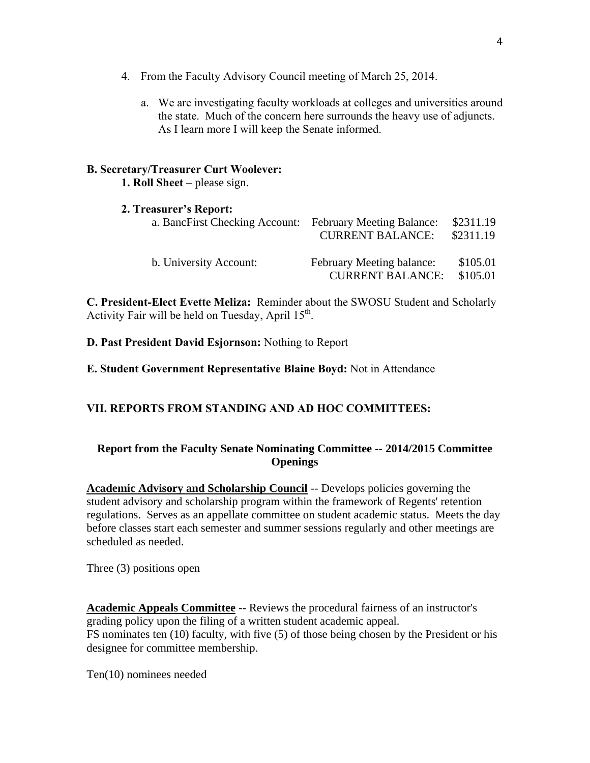4. From the Faculty Advisory Council meeting of March 25, 2014.

   a. We are investigating faculty workloads at colleges and universities around the state. Much of the concern here surrounds the heavy use of adjuncts. As I learn more I will keep the Senate informed.

**B. Secretary/Treasurer Curt Woolever:**

**1. Roll Sheet** – please sign.

**2. Treasurer's Report:**

| | | |
|---|---|---|
| a. BancFirst Checking Account: | February Meeting Balance: | \$2311.19 |
| | CURRENT BALANCE: | \$2311.19 |
| b. University Account: | February Meeting balance: | \$105.01 |
| | CURRENT BALANCE: | \$105.01 |

**C. President-Elect Evette Meliza:** Reminder about the SWOSU Student and Scholarly Activity Fair will be held on Tuesday, April 15th.

**D. Past President David Esjornson:** Nothing to Report

**E. Student Government Representative Blaine Boyd:** Not in Attendance

## VII. REPORTS FROM STANDING AND AD HOC COMMITTEES:

### Report from the Faculty Senate Nominating Committee -- 2014/2015 Committee Openings

**Academic Advisory and Scholarship Council** -- Develops policies governing the student advisory and scholarship program within the framework of Regents' retention regulations. Serves as an appellate committee on student academic status. Meets the day before classes start each semester and summer sessions regularly and other meetings are scheduled as needed.

Three (3) positions open

**Academic Appeals Committee** -- Reviews the procedural fairness of an instructor's grading policy upon the filing of a written student academic appeal.
FS nominates ten (10) faculty, with five (5) of those being chosen by the President or his designee for committee membership.

Ten(10) nominees needed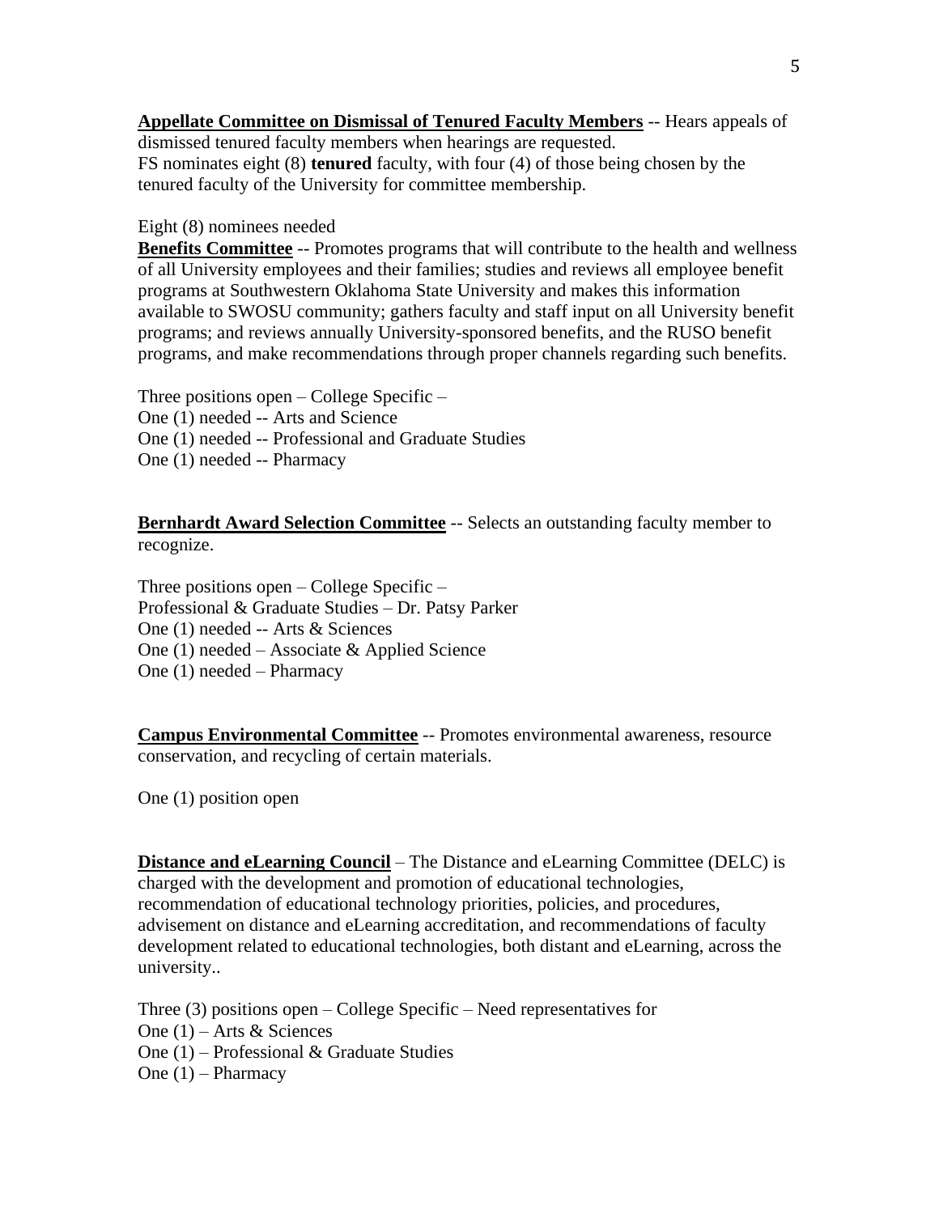**<u>Appellate Committee on Dismissal of Tenured Faculty Members</u>** -- Hears appeals of dismissed tenured faculty members when hearings are requested.
FS nominates eight (8) **tenured** faculty, with four (4) of those being chosen by the tenured faculty of the University for committee membership.

Eight (8) nominees needed

**<u>Benefits Committee</u>** -- Promotes programs that will contribute to the health and wellness of all University employees and their families; studies and reviews all employee benefit programs at Southwestern Oklahoma State University and makes this information available to SWOSU community; gathers faculty and staff input on all University benefit programs; and reviews annually University-sponsored benefits, and the RUSO benefit programs, and make recommendations through proper channels regarding such benefits.

Three positions open – College Specific –
One (1) needed -- Arts and Science
One (1) needed -- Professional and Graduate Studies
One (1) needed -- Pharmacy

**<u>Bernhardt Award Selection Committee</u>** -- Selects an outstanding faculty member to recognize.

Three positions open – College Specific –
Professional & Graduate Studies – Dr. Patsy Parker
One (1) needed -- Arts & Sciences
One (1) needed – Associate & Applied Science
One (1) needed – Pharmacy

**<u>Campus Environmental Committee</u>** -- Promotes environmental awareness, resource conservation, and recycling of certain materials.

One (1) position open

**<u>Distance and eLearning Council</u>** – The Distance and eLearning Committee (DELC) is charged with the development and promotion of educational technologies, recommendation of educational technology priorities, policies, and procedures, advisement on distance and eLearning accreditation, and recommendations of faculty development related to educational technologies, both distant and eLearning, across the university..

Three (3) positions open – College Specific – Need representatives for
One (1) – Arts & Sciences
One (1) – Professional & Graduate Studies
One (1) – Pharmacy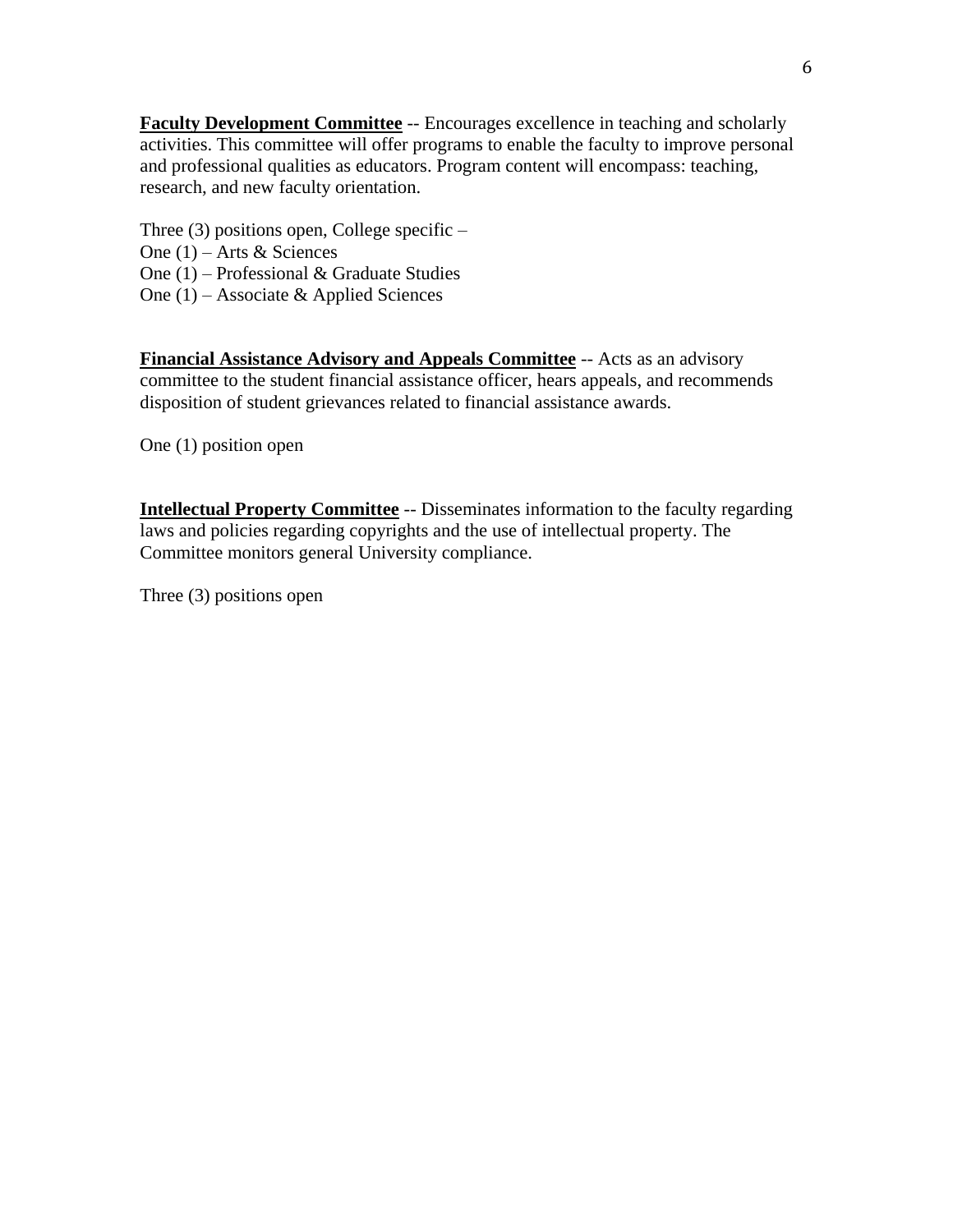**<u>Faculty Development Committee</u>** -- Encourages excellence in teaching and scholarly activities. This committee will offer programs to enable the faculty to improve personal and professional qualities as educators. Program content will encompass: teaching, research, and new faculty orientation.

Three (3) positions open, College specific –
One (1) – Arts & Sciences
One (1) – Professional & Graduate Studies
One (1) – Associate & Applied Sciences

**<u>Financial Assistance Advisory and Appeals Committee</u>** -- Acts as an advisory committee to the student financial assistance officer, hears appeals, and recommends disposition of student grievances related to financial assistance awards.

One (1) position open

**<u>Intellectual Property Committee</u>** -- Disseminates information to the faculty regarding laws and policies regarding copyrights and the use of intellectual property. The Committee monitors general University compliance.

Three (3) positions open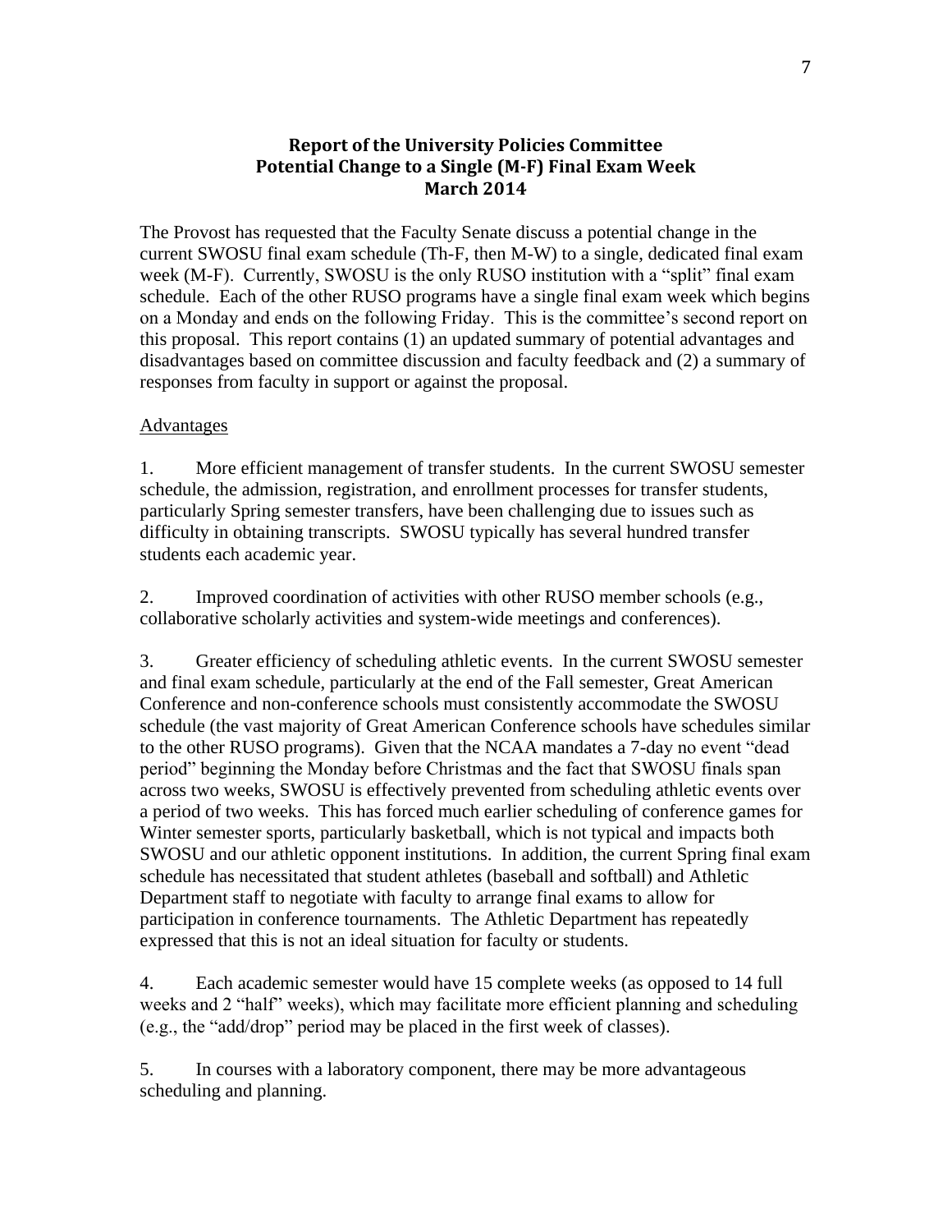**Report of the University Policies Committee**
**Potential Change to a Single (M-F) Final Exam Week**
**March 2014**

The Provost has requested that the Faculty Senate discuss a potential change in the current SWOSU final exam schedule (Th-F, then M-W) to a single, dedicated final exam week (M-F). Currently, SWOSU is the only RUSO institution with a "split" final exam schedule. Each of the other RUSO programs have a single final exam week which begins on a Monday and ends on the following Friday. This is the committee's second report on this proposal. This report contains (1) an updated summary of potential advantages and disadvantages based on committee discussion and faculty feedback and (2) a summary of responses from faculty in support or against the proposal.

Advantages

1. More efficient management of transfer students. In the current SWOSU semester schedule, the admission, registration, and enrollment processes for transfer students, particularly Spring semester transfers, have been challenging due to issues such as difficulty in obtaining transcripts. SWOSU typically has several hundred transfer students each academic year.

2. Improved coordination of activities with other RUSO member schools (e.g., collaborative scholarly activities and system-wide meetings and conferences).

3. Greater efficiency of scheduling athletic events. In the current SWOSU semester and final exam schedule, particularly at the end of the Fall semester, Great American Conference and non-conference schools must consistently accommodate the SWOSU schedule (the vast majority of Great American Conference schools have schedules similar to the other RUSO programs). Given that the NCAA mandates a 7-day no event "dead period" beginning the Monday before Christmas and the fact that SWOSU finals span across two weeks, SWOSU is effectively prevented from scheduling athletic events over a period of two weeks. This has forced much earlier scheduling of conference games for Winter semester sports, particularly basketball, which is not typical and impacts both SWOSU and our athletic opponent institutions. In addition, the current Spring final exam schedule has necessitated that student athletes (baseball and softball) and Athletic Department staff to negotiate with faculty to arrange final exams to allow for participation in conference tournaments. The Athletic Department has repeatedly expressed that this is not an ideal situation for faculty or students.

4. Each academic semester would have 15 complete weeks (as opposed to 14 full weeks and 2 "half" weeks), which may facilitate more efficient planning and scheduling (e.g., the "add/drop" period may be placed in the first week of classes).

5. In courses with a laboratory component, there may be more advantageous scheduling and planning.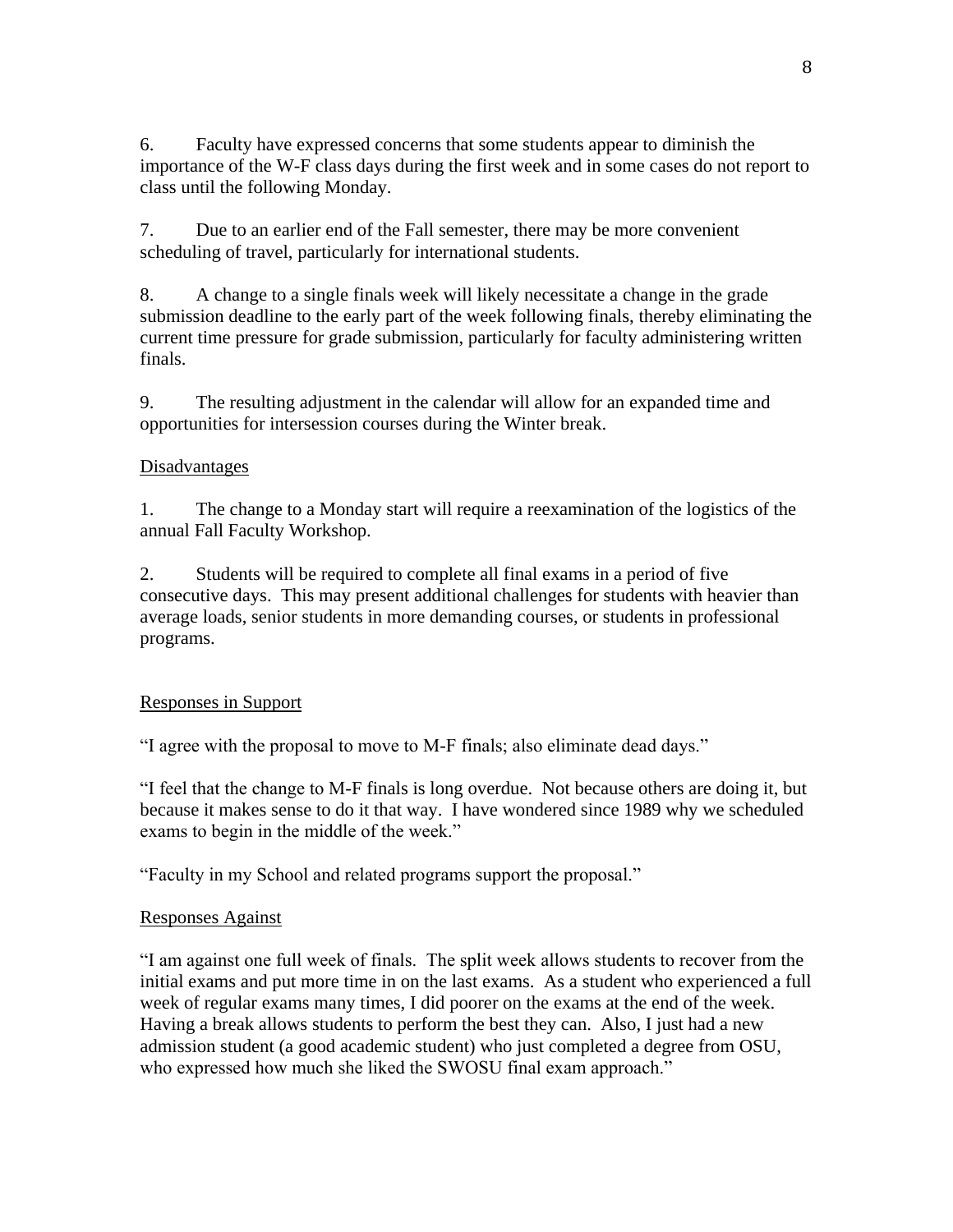6. Faculty have expressed concerns that some students appear to diminish the importance of the W-F class days during the first week and in some cases do not report to class until the following Monday.

7. Due to an earlier end of the Fall semester, there may be more convenient scheduling of travel, particularly for international students.

8. A change to a single finals week will likely necessitate a change in the grade submission deadline to the early part of the week following finals, thereby eliminating the current time pressure for grade submission, particularly for faculty administering written finals.

9. The resulting adjustment in the calendar will allow for an expanded time and opportunities for intersession courses during the Winter break.

<u>Disadvantages</u>

1. The change to a Monday start will require a reexamination of the logistics of the annual Fall Faculty Workshop.

2. Students will be required to complete all final exams in a period of five consecutive days. This may present additional challenges for students with heavier than average loads, senior students in more demanding courses, or students in professional programs.

<u>Responses in Support</u>

"I agree with the proposal to move to M-F finals; also eliminate dead days."

"I feel that the change to M-F finals is long overdue. Not because others are doing it, but because it makes sense to do it that way. I have wondered since 1989 why we scheduled exams to begin in the middle of the week."

"Faculty in my School and related programs support the proposal."

<u>Responses Against</u>

"I am against one full week of finals. The split week allows students to recover from the initial exams and put more time in on the last exams. As a student who experienced a full week of regular exams many times, I did poorer on the exams at the end of the week. Having a break allows students to perform the best they can. Also, I just had a new admission student (a good academic student) who just completed a degree from OSU, who expressed how much she liked the SWOSU final exam approach."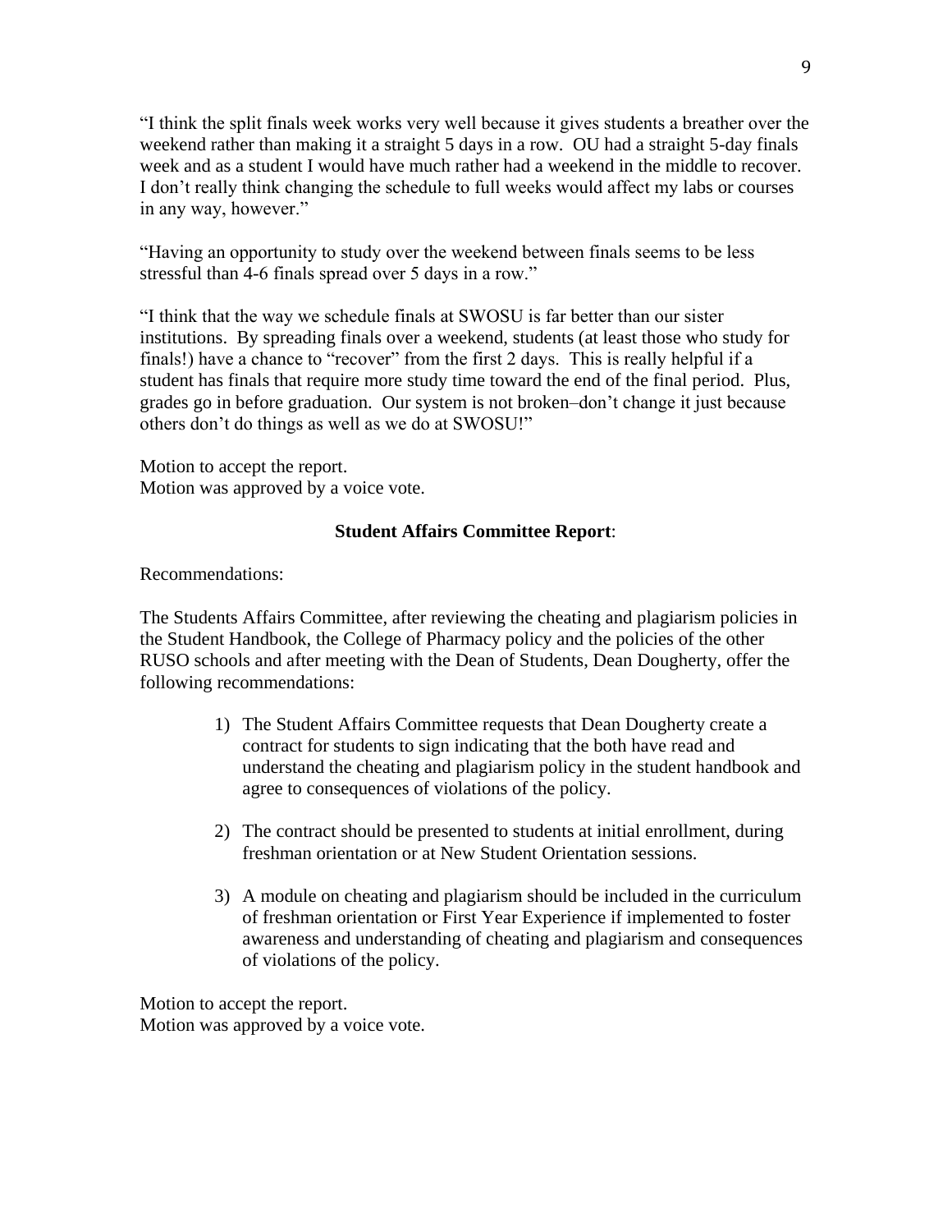"I think the split finals week works very well because it gives students a breather over the weekend rather than making it a straight 5 days in a row. OU had a straight 5-day finals week and as a student I would have much rather had a weekend in the middle to recover. I don't really think changing the schedule to full weeks would affect my labs or courses in any way, however."

"Having an opportunity to study over the weekend between finals seems to be less stressful than 4-6 finals spread over 5 days in a row."

"I think that the way we schedule finals at SWOSU is far better than our sister institutions. By spreading finals over a weekend, students (at least those who study for finals!) have a chance to "recover" from the first 2 days. This is really helpful if a student has finals that require more study time toward the end of the final period. Plus, grades go in before graduation. Our system is not broken–don't change it just because others don't do things as well as we do at SWOSU!"

Motion to accept the report.
Motion was approved by a voice vote.

**Student Affairs Committee Report**:

Recommendations:

The Students Affairs Committee, after reviewing the cheating and plagiarism policies in the Student Handbook, the College of Pharmacy policy and the policies of the other RUSO schools and after meeting with the Dean of Students, Dean Dougherty, offer the following recommendations:

1) The Student Affairs Committee requests that Dean Dougherty create a contract for students to sign indicating that the both have read and understand the cheating and plagiarism policy in the student handbook and agree to consequences of violations of the policy.

2) The contract should be presented to students at initial enrollment, during freshman orientation or at New Student Orientation sessions.

3) A module on cheating and plagiarism should be included in the curriculum of freshman orientation or First Year Experience if implemented to foster awareness and understanding of cheating and plagiarism and consequences of violations of the policy.

Motion to accept the report.
Motion was approved by a voice vote.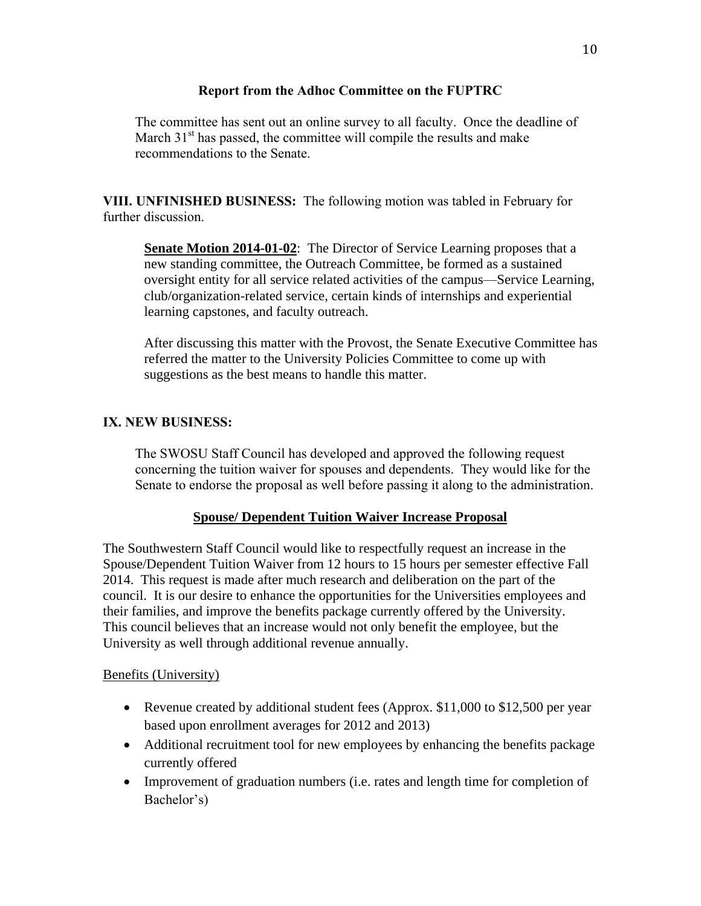### Report from the Adhoc Committee on the FUPTRC

The committee has sent out an online survey to all faculty. Once the deadline of March 31st has passed, the committee will compile the results and make recommendations to the Senate.

**VIII. UNFINISHED BUSINESS:** The following motion was tabled in February for further discussion.

> **Senate Motion 2014-01-02**: The Director of Service Learning proposes that a new standing committee, the Outreach Committee, be formed as a sustained oversight entity for all service related activities of the campus—Service Learning, club/organization-related service, certain kinds of internships and experiential learning capstones, and faculty outreach.
>
> After discussing this matter with the Provost, the Senate Executive Committee has referred the matter to the University Policies Committee to come up with suggestions as the best means to handle this matter.

**IX. NEW BUSINESS:**

The SWOSU Staff Council has developed and approved the following request concerning the tuition waiver for spouses and dependents. They would like for the Senate to endorse the proposal as well before passing it along to the administration.

**Spouse/ Dependent Tuition Waiver Increase Proposal**

The Southwestern Staff Council would like to respectfully request an increase in the Spouse/Dependent Tuition Waiver from 12 hours to 15 hours per semester effective Fall 2014. This request is made after much research and deliberation on the part of the council. It is our desire to enhance the opportunities for the Universities employees and their families, and improve the benefits package currently offered by the University. This council believes that an increase would not only benefit the employee, but the University as well through additional revenue annually.

Benefits (University)

- Revenue created by additional student fees (Approx. $11,000 to $12,500 per year based upon enrollment averages for 2012 and 2013)
- Additional recruitment tool for new employees by enhancing the benefits package currently offered
- Improvement of graduation numbers (i.e. rates and length time for completion of Bachelor's)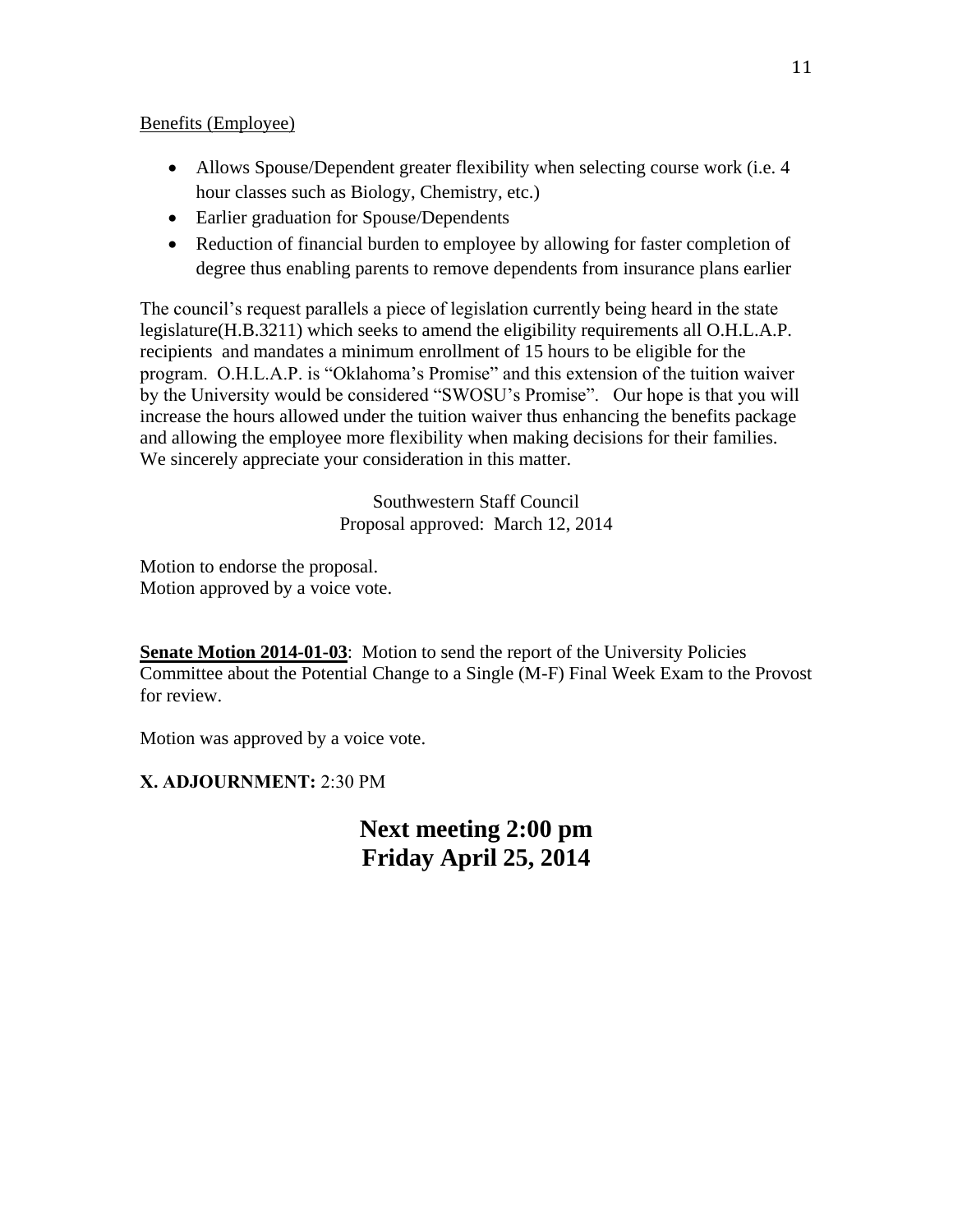Benefits (Employee)

- Allows Spouse/Dependent greater flexibility when selecting course work (i.e. 4 hour classes such as Biology, Chemistry, etc.)
- Earlier graduation for Spouse/Dependents
- Reduction of financial burden to employee by allowing for faster completion of degree thus enabling parents to remove dependents from insurance plans earlier

The council's request parallels a piece of legislation currently being heard in the state legislature(H.B.3211) which seeks to amend the eligibility requirements all O.H.L.A.P. recipients and mandates a minimum enrollment of 15 hours to be eligible for the program. O.H.L.A.P. is "Oklahoma's Promise" and this extension of the tuition waiver by the University would be considered "SWOSU's Promise". Our hope is that you will increase the hours allowed under the tuition waiver thus enhancing the benefits package and allowing the employee more flexibility when making decisions for their families. We sincerely appreciate your consideration in this matter.

Southwestern Staff Council
Proposal approved: March 12, 2014

Motion to endorse the proposal.
Motion approved by a voice vote.

**Senate Motion 2014-01-03**: Motion to send the report of the University Policies Committee about the Potential Change to a Single (M-F) Final Week Exam to the Provost for review.

Motion was approved by a voice vote.

**X. ADJOURNMENT:** 2:30 PM

## Next meeting 2:00 pm
## Friday April 25, 2014